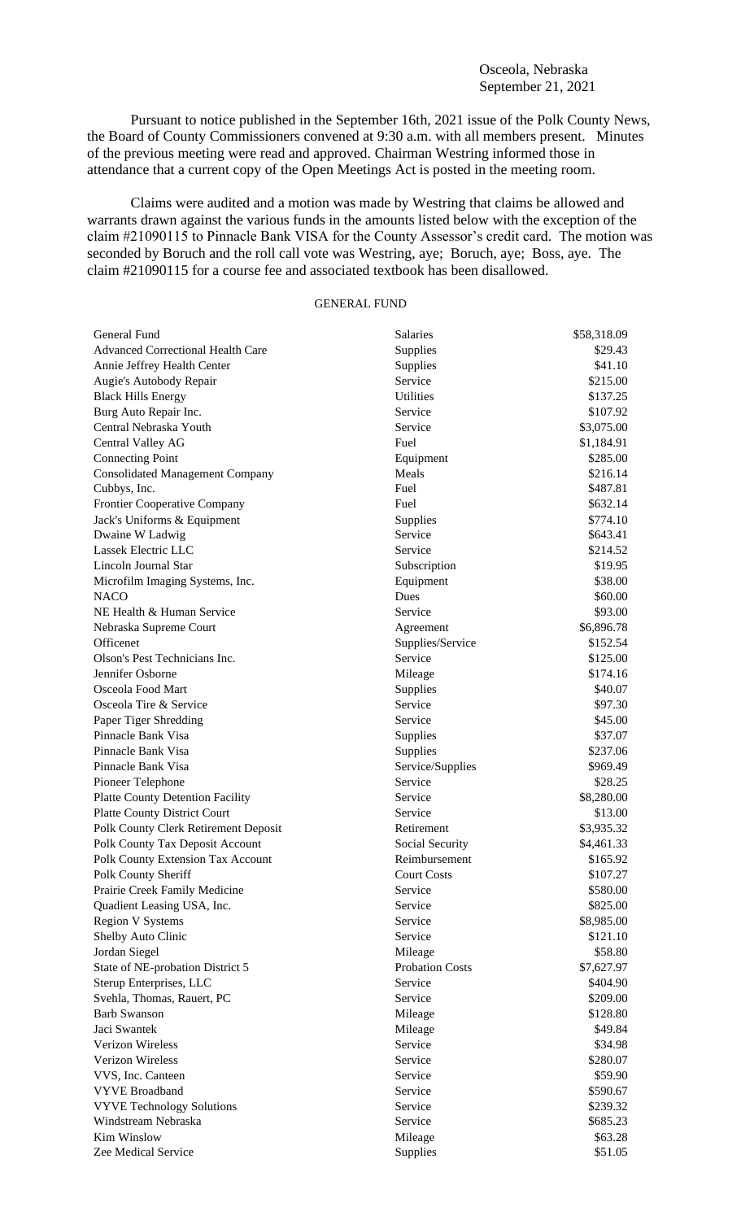Osceola, Nebraska
September 21, 2021

Pursuant to notice published in the September 16th, 2021 issue of the Polk County News, the Board of County Commissioners convened at 9:30 a.m. with all members present. Minutes of the previous meeting were read and approved. Chairman Westring informed those in attendance that a current copy of the Open Meetings Act is posted in the meeting room.

Claims were audited and a motion was made by Westring that claims be allowed and warrants drawn against the various funds in the amounts listed below with the exception of the claim #21090115 to Pinnacle Bank VISA for the County Assessor's credit card. The motion was seconded by Boruch and the roll call vote was Westring, aye; Boruch, aye; Boss, aye. The claim #21090115 for a course fee and associated textbook has been disallowed.

GENERAL FUND

| | | |
|---|---|---|
| General Fund | Salaries | $58,318.09 |
| Advanced Correctional Health Care | Supplies | $29.43 |
| Annie Jeffrey Health Center | Supplies | $41.10 |
| Augie's Autobody Repair | Service | $215.00 |
| Black Hills Energy | Utilities | $137.25 |
| Burg Auto Repair Inc. | Service | $107.92 |
| Central Nebraska Youth | Service | $3,075.00 |
| Central Valley AG | Fuel | $1,184.91 |
| Connecting Point | Equipment | $285.00 |
| Consolidated Management Company | Meals | $216.14 |
| Cubbys, Inc. | Fuel | $487.81 |
| Frontier Cooperative Company | Fuel | $632.14 |
| Jack's Uniforms & Equipment | Supplies | $774.10 |
| Dwaine W Ladwig | Service | $643.41 |
| Lassek Electric LLC | Service | $214.52 |
| Lincoln Journal Star | Subscription | $19.95 |
| Microfilm Imaging Systems, Inc. | Equipment | $38.00 |
| NACO | Dues | $60.00 |
| NE Health & Human Service | Service | $93.00 |
| Nebraska Supreme Court | Agreement | $6,896.78 |
| Officenet | Supplies/Service | $152.54 |
| Olson's Pest Technicians Inc. | Service | $125.00 |
| Jennifer Osborne | Mileage | $174.16 |
| Osceola Food Mart | Supplies | $40.07 |
| Osceola Tire & Service | Service | $97.30 |
| Paper Tiger Shredding | Service | $45.00 |
| Pinnacle Bank Visa | Supplies | $37.07 |
| Pinnacle Bank Visa | Supplies | $237.06 |
| Pinnacle Bank Visa | Service/Supplies | $969.49 |
| Pioneer Telephone | Service | $28.25 |
| Platte County Detention Facility | Service | $8,280.00 |
| Platte County District Court | Service | $13.00 |
| Polk County Clerk Retirement Deposit | Retirement | $3,935.32 |
| Polk County Tax Deposit Account | Social Security | $4,461.33 |
| Polk County Extension Tax Account | Reimbursement | $165.92 |
| Polk County Sheriff | Court Costs | $107.27 |
| Prairie Creek Family Medicine | Service | $580.00 |
| Quadient Leasing USA, Inc. | Service | $825.00 |
| Region V Systems | Service | $8,985.00 |
| Shelby Auto Clinic | Service | $121.10 |
| Jordan Siegel | Mileage | $58.80 |
| State of NE-probation District 5 | Probation Costs | $7,627.97 |
| Sterup Enterprises, LLC | Service | $404.90 |
| Svehla, Thomas, Rauert, PC | Service | $209.00 |
| Barb Swanson | Mileage | $128.80 |
| Jaci Swantek | Mileage | $49.84 |
| Verizon Wireless | Service | $34.98 |
| Verizon Wireless | Service | $280.07 |
| VVS, Inc. Canteen | Service | $59.90 |
| VYVE Broadband | Service | $590.67 |
| VYVE Technology Solutions | Service | $239.32 |
| Windstream Nebraska | Service | $685.23 |
| Kim Winslow | Mileage | $63.28 |
| Zee Medical Service | Supplies | $51.05 |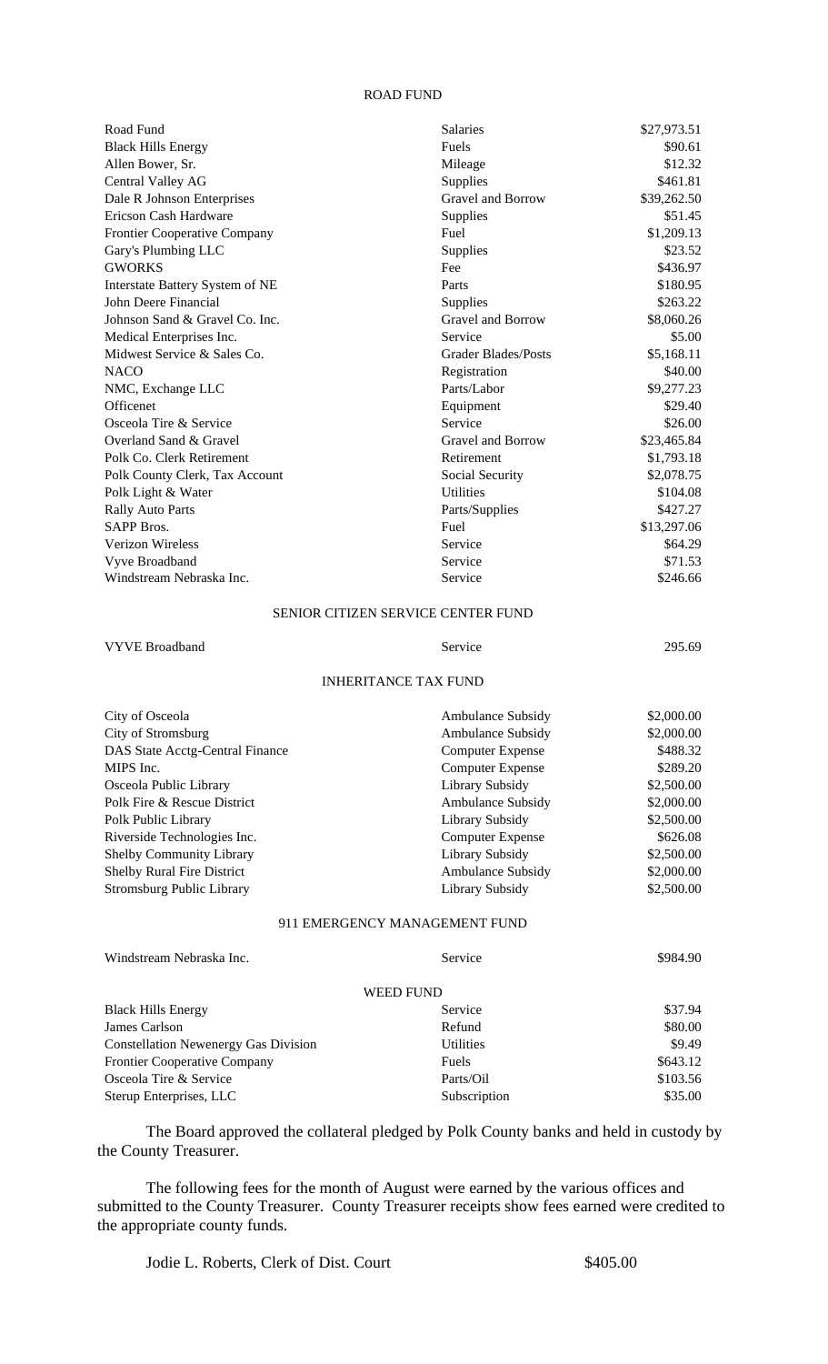ROAD FUND

| | | |
|---|---|---|
| Road Fund | Salaries | \$27,973.51 |
| Black Hills Energy | Fuels | \$90.61 |
| Allen Bower, Sr. | Mileage | \$12.32 |
| Central Valley AG | Supplies | \$461.81 |
| Dale R Johnson Enterprises | Gravel and Borrow | \$39,262.50 |
| Ericson Cash Hardware | Supplies | \$51.45 |
| Frontier Cooperative Company | Fuel | \$1,209.13 |
| Gary's Plumbing LLC | Supplies | \$23.52 |
| GWORKS | Fee | \$436.97 |
| Interstate Battery System of NE | Parts | \$180.95 |
| John Deere Financial | Supplies | \$263.22 |
| Johnson Sand & Gravel Co. Inc. | Gravel and Borrow | \$8,060.26 |
| Medical Enterprises Inc. | Service | \$5.00 |
| Midwest Service & Sales Co. | Grader Blades/Posts | \$5,168.11 |
| NACO | Registration | \$40.00 |
| NMC, Exchange LLC | Parts/Labor | \$9,277.23 |
| Officenet | Equipment | \$29.40 |
| Osceola Tire & Service | Service | \$26.00 |
| Overland Sand & Gravel | Gravel and Borrow | \$23,465.84 |
| Polk Co. Clerk Retirement | Retirement | \$1,793.18 |
| Polk County Clerk, Tax Account | Social Security | \$2,078.75 |
| Polk Light & Water | Utilities | \$104.08 |
| Rally Auto Parts | Parts/Supplies | \$427.27 |
| SAPP Bros. | Fuel | \$13,297.06 |
| Verizon Wireless | Service | \$64.29 |
| Vyve Broadband | Service | \$71.53 |
| Windstream Nebraska Inc. | Service | \$246.66 |

SENIOR CITIZEN SERVICE CENTER FUND

| | | |
|---|---|---|
| VYVE Broadband | Service | 295.69 |

INHERITANCE TAX FUND

| | | |
|---|---|---|
| City of Osceola | Ambulance Subsidy | \$2,000.00 |
| City of Stromsburg | Ambulance Subsidy | \$2,000.00 |
| DAS State Acctg-Central Finance | Computer Expense | \$488.32 |
| MIPS Inc. | Computer Expense | \$289.20 |
| Osceola Public Library | Library Subsidy | \$2,500.00 |
| Polk Fire & Rescue District | Ambulance Subsidy | \$2,000.00 |
| Polk Public Library | Library Subsidy | \$2,500.00 |
| Riverside Technologies Inc. | Computer Expense | \$626.08 |
| Shelby Community Library | Library Subsidy | \$2,500.00 |
| Shelby Rural Fire District | Ambulance Subsidy | \$2,000.00 |
| Stromsburg Public Library | Library Subsidy | \$2,500.00 |

911 EMERGENCY MANAGEMENT FUND

| | | |
|---|---|---|
| Windstream Nebraska Inc. | Service | \$984.90 |

WEED FUND

| | | |
|---|---|---|
| Black Hills Energy | Service | \$37.94 |
| James Carlson | Refund | \$80.00 |
| Constellation Newenergy Gas Division | Utilities | \$9.49 |
| Frontier Cooperative Company | Fuels | \$643.12 |
| Osceola Tire & Service | Parts/Oil | \$103.56 |
| Sterup Enterprises, LLC | Subscription | \$35.00 |

The Board approved the collateral pledged by Polk County banks and held in custody by the County Treasurer.

The following fees for the month of August were earned by the various offices and submitted to the County Treasurer. County Treasurer receipts show fees earned were credited to the appropriate county funds.

| | |
|---|---|
| Jodie L. Roberts, Clerk of Dist. Court | \$405.00 |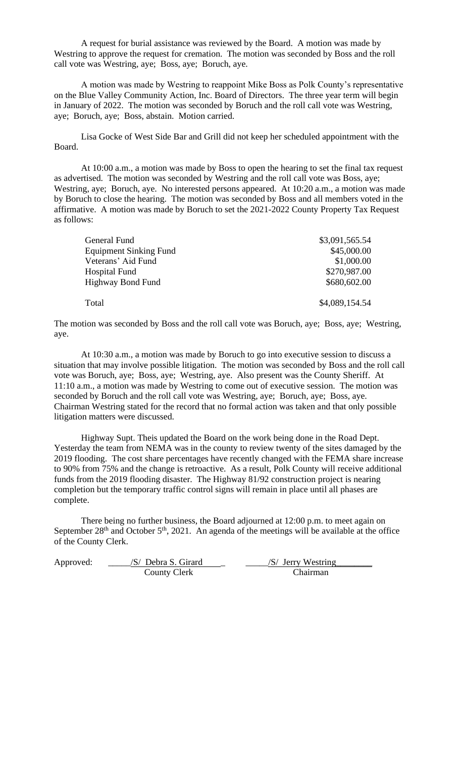A request for burial assistance was reviewed by the Board. A motion was made by Westring to approve the request for cremation. The motion was seconded by Boss and the roll call vote was Westring, aye; Boss, aye; Boruch, aye.

A motion was made by Westring to reappoint Mike Boss as Polk County's representative on the Blue Valley Community Action, Inc. Board of Directors. The three year term will begin in January of 2022. The motion was seconded by Boruch and the roll call vote was Westring, aye; Boruch, aye; Boss, abstain. Motion carried.

Lisa Gocke of West Side Bar and Grill did not keep her scheduled appointment with the Board.

At 10:00 a.m., a motion was made by Boss to open the hearing to set the final tax request as advertised. The motion was seconded by Westring and the roll call vote was Boss, aye; Westring, aye; Boruch, aye. No interested persons appeared. At 10:20 a.m., a motion was made by Boruch to close the hearing. The motion was seconded by Boss and all members voted in the affirmative. A motion was made by Boruch to set the 2021-2022 County Property Tax Request as follows:

| | |
|---|---|
| General Fund | \$3,091,565.54 |
| Equipment Sinking Fund | \$45,000.00 |
| Veterans' Aid Fund | \$1,000.00 |
| Hospital Fund | \$270,987.00 |
| Highway Bond Fund | \$680,602.00 |
| Total | \$4,089,154.54 |

The motion was seconded by Boss and the roll call vote was Boruch, aye; Boss, aye; Westring, aye.

At 10:30 a.m., a motion was made by Boruch to go into executive session to discuss a situation that may involve possible litigation. The motion was seconded by Boss and the roll call vote was Boruch, aye; Boss, aye; Westring, aye. Also present was the County Sheriff. At 11:10 a.m., a motion was made by Westring to come out of executive session. The motion was seconded by Boruch and the roll call vote was Westring, aye; Boruch, aye; Boss, aye. Chairman Westring stated for the record that no formal action was taken and that only possible litigation matters were discussed.

Highway Supt. Theis updated the Board on the work being done in the Road Dept. Yesterday the team from NEMA was in the county to review twenty of the sites damaged by the 2019 flooding. The cost share percentages have recently changed with the FEMA share increase to 90% from 75% and the change is retroactive. As a result, Polk County will receive additional funds from the 2019 flooding disaster. The Highway 81/92 construction project is nearing completion but the temporary traffic control signs will remain in place until all phases are complete.

There being no further business, the Board adjourned at 12:00 p.m. to meet again on September 28th and October 5th, 2021. An agenda of the meetings will be available at the office of the County Clerk.

Approved: /S/ Debra S. Girard — County Clerk /S/ Jerry Westring — Chairman